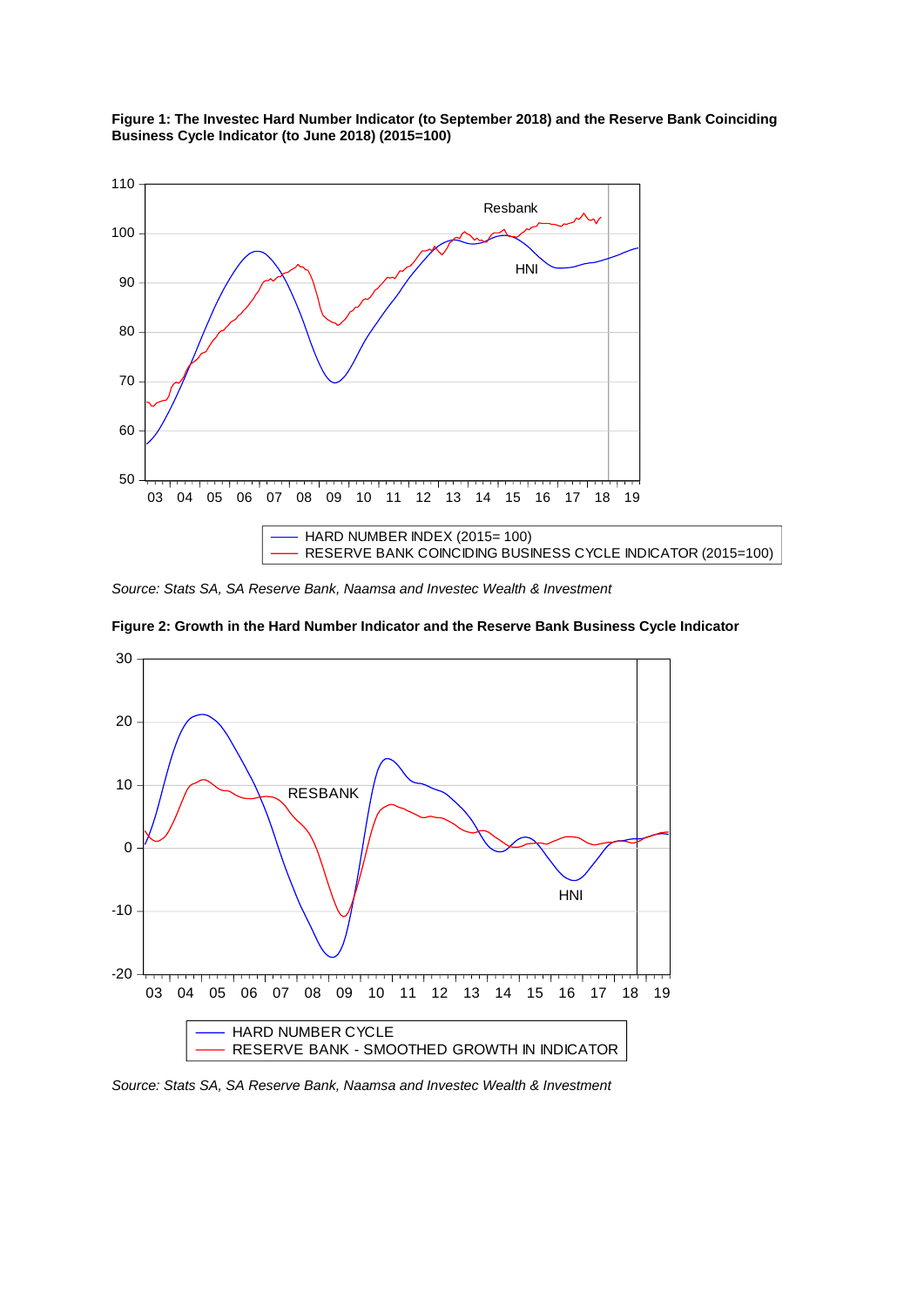**Figure 1: The Investec Hard Number Indicator (to September 2018) and the Reserve Bank Coinciding Business Cycle Indicator (to June 2018) (2015=100)**

*Source: Stats SA, SA Reserve Bank, Naamsa and Investec Wealth & Investment*

**Figure 2: Growth in the Hard Number Indicator and the Reserve Bank Business Cycle Indicator**

*Source: Stats SA, SA Reserve Bank, Naamsa and Investec Wealth & Investment*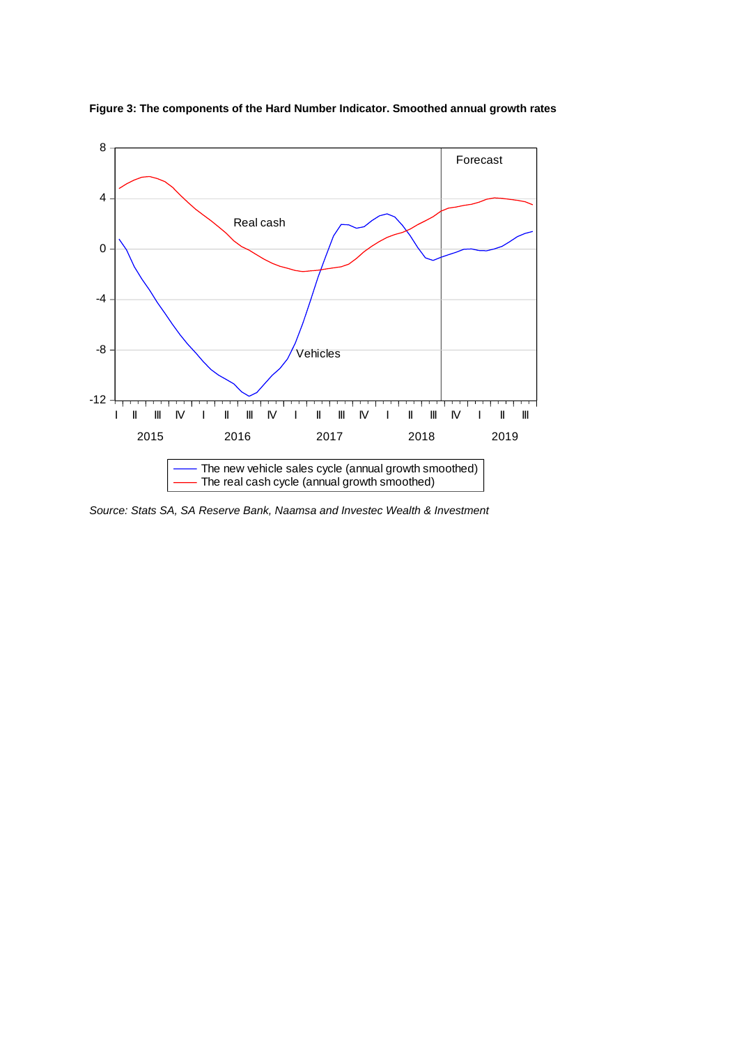**Figure 3: The components of the Hard Number Indicator. Smoothed annual growth rates**

8
4
0
-4
-8
-12

Forecast

Real cash

Vehicles

I II III IV I II III IV I II III IV I II III IV I II III

2015 2016 2017 2018 2019

The new vehicle sales cycle (annual growth smoothed)
The real cash cycle (annual growth smoothed)

*Source: Stats SA, SA Reserve Bank, Naamsa and Investec Wealth & Investment*